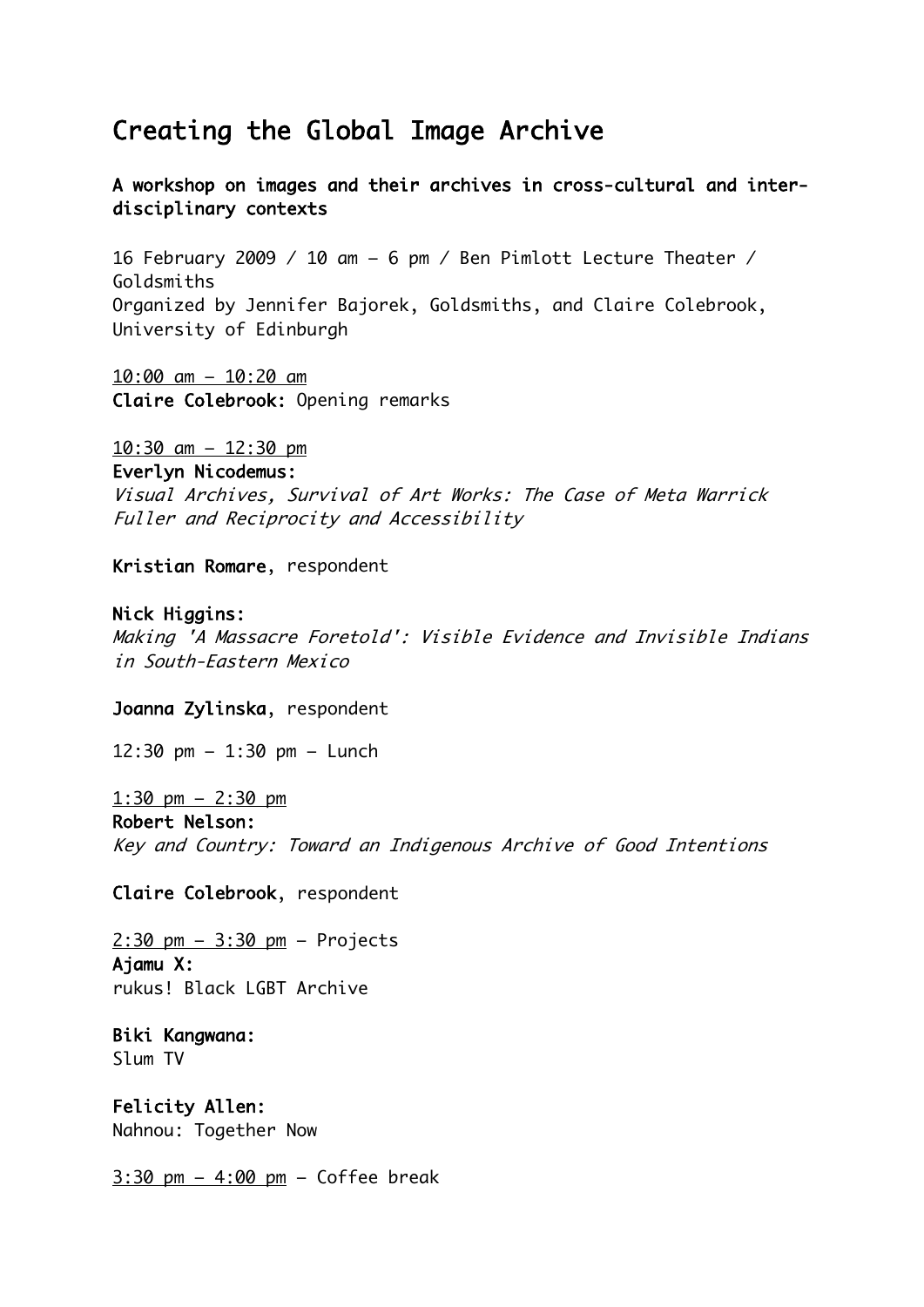# Creating the Global Image Archive

**A workshop on images and their archives in cross-cultural and inter-disciplinary contexts**

16 February 2009 / 10 am – 6 pm / Ben Pimlott Lecture Theater / Goldsmiths
Organized by Jennifer Bajorek, Goldsmiths, and Claire Colebrook, University of Edinburgh

10:00 am – 10:20 am
**Claire Colebrook:** Opening remarks

10:30 am – 12:30 pm
**Everlyn Nicodemus:**
*Visual Archives, Survival of Art Works: The Case of Meta Warrick Fuller and Reciprocity and Accessibility*

**Kristian Romare**, respondent

**Nick Higgins:**
*Making 'A Massacre Foretold': Visible Evidence and Invisible Indians in South-Eastern Mexico*

**Joanna Zylinska**, respondent

12:30 pm – 1:30 pm – Lunch

1:30 pm – 2:30 pm
**Robert Nelson:**
*Key and Country: Toward an Indigenous Archive of Good Intentions*

**Claire Colebrook**, respondent

2:30 pm – 3:30 pm – Projects
**Ajamu X:**
rukus! Black LGBT Archive

**Biki Kangwana:**
Slum TV

**Felicity Allen:**
Nahnou: Together Now

3:30 pm – 4:00 pm – Coffee break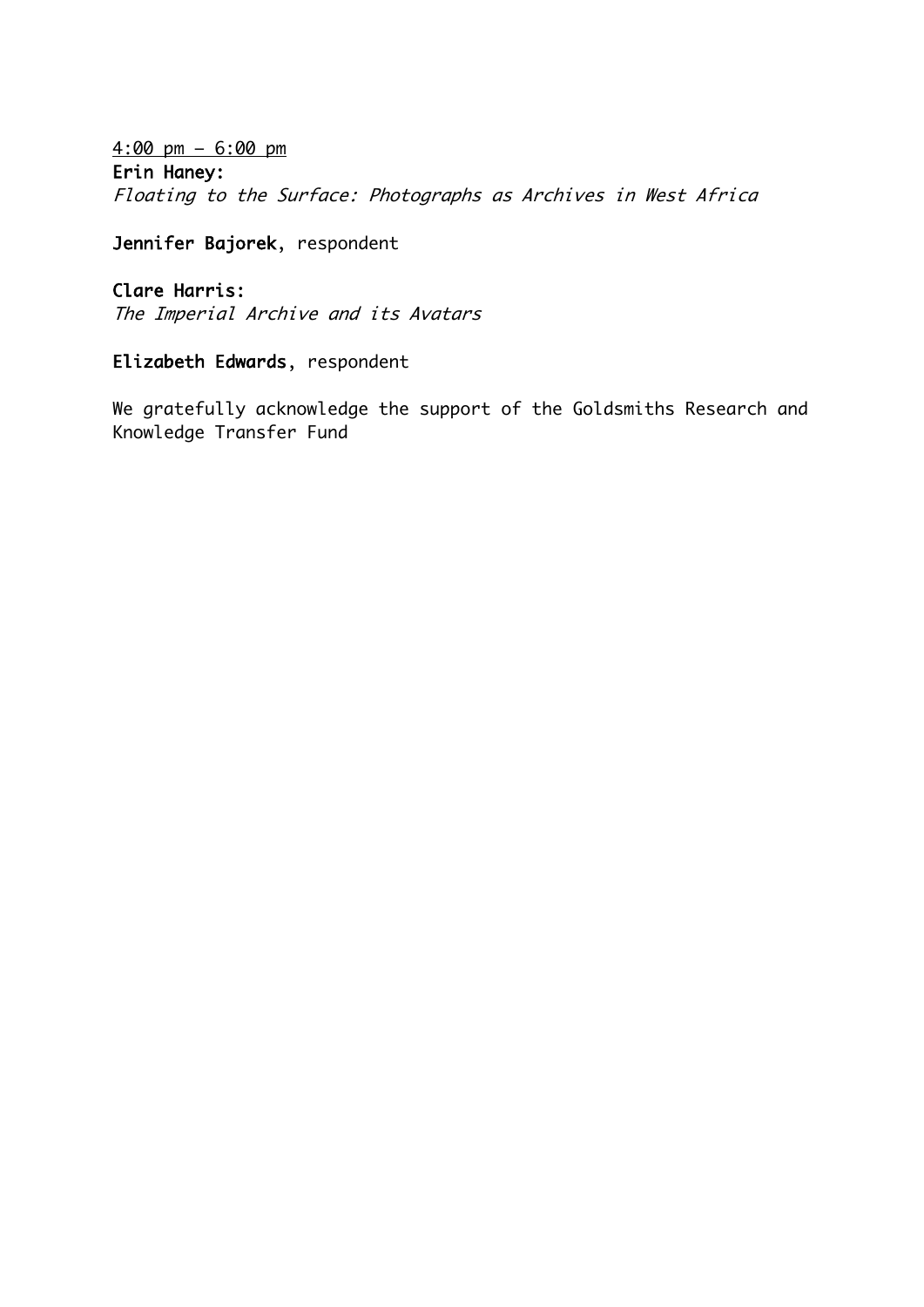4:00 pm – 6:00 pm

**Erin Haney:**
*Floating to the Surface: Photographs as Archives in West Africa*

**Jennifer Bajorek**, respondent

**Clare Harris:**
*The Imperial Archive and its Avatars*

**Elizabeth Edwards**, respondent

We gratefully acknowledge the support of the Goldsmiths Research and Knowledge Transfer Fund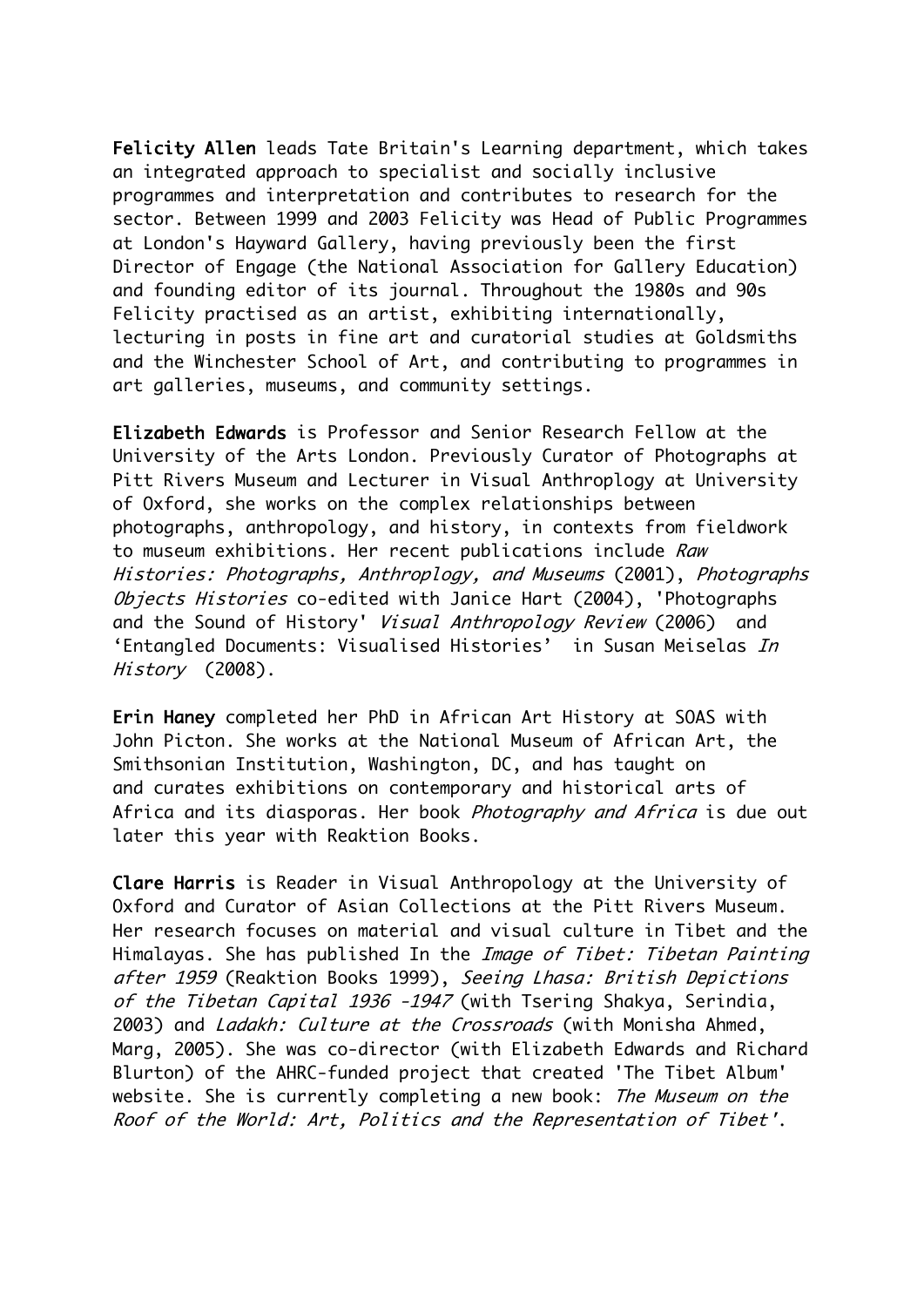**Felicity Allen** leads Tate Britain's Learning department, which takes an integrated approach to specialist and socially inclusive programmes and interpretation and contributes to research for the sector. Between 1999 and 2003 Felicity was Head of Public Programmes at London's Hayward Gallery, having previously been the first Director of Engage (the National Association for Gallery Education) and founding editor of its journal. Throughout the 1980s and 90s Felicity practised as an artist, exhibiting internationally, lecturing in posts in fine art and curatorial studies at Goldsmiths and the Winchester School of Art, and contributing to programmes in art galleries, museums, and community settings.

**Elizabeth Edwards** is Professor and Senior Research Fellow at the University of the Arts London. Previously Curator of Photographs at Pitt Rivers Museum and Lecturer in Visual Anthroplogy at University of Oxford, she works on the complex relationships between photographs, anthropology, and history, in contexts from fieldwork to museum exhibitions. Her recent publications include *Raw Histories: Photographs, Anthroplogy, and Museums* (2001), *Photographs Objects Histories* co-edited with Janice Hart (2004), 'Photographs and the Sound of History' *Visual Anthropology Review* (2006) and 'Entangled Documents: Visualised Histories' in Susan Meiselas *In History* (2008).

**Erin Haney** completed her PhD in African Art History at SOAS with John Picton. She works at the National Museum of African Art, the Smithsonian Institution, Washington, DC, and has taught on and curates exhibitions on contemporary and historical arts of Africa and its diasporas. Her book *Photography and Africa* is due out later this year with Reaktion Books.

**Clare Harris** is Reader in Visual Anthropology at the University of Oxford and Curator of Asian Collections at the Pitt Rivers Museum. Her research focuses on material and visual culture in Tibet and the Himalayas. She has published In the *Image of Tibet: Tibetan Painting after 1959* (Reaktion Books 1999), *Seeing Lhasa: British Depictions of the Tibetan Capital 1936 -1947* (with Tsering Shakya, Serindia, 2003) and *Ladakh: Culture at the Crossroads* (with Monisha Ahmed, Marg, 2005). She was co-director (with Elizabeth Edwards and Richard Blurton) of the AHRC-funded project that created 'The Tibet Album' website. She is currently completing a new book: *The Museum on the Roof of the World: Art, Politics and the Representation of Tibet'*.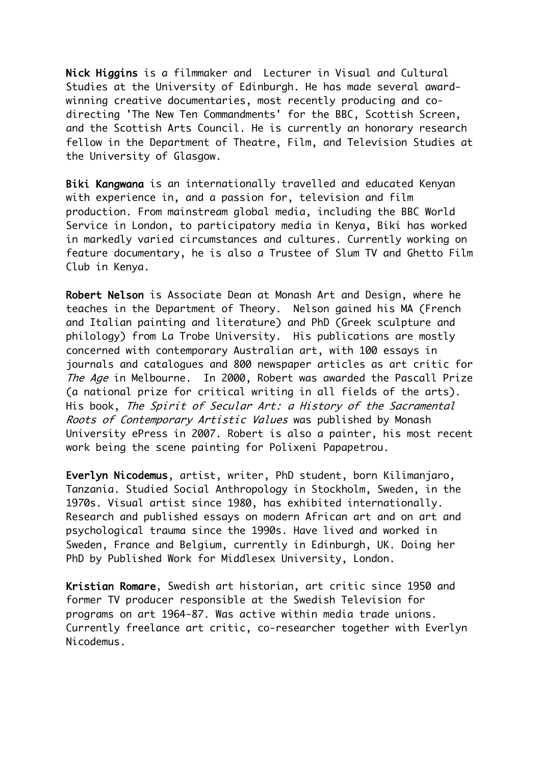**Nick Higgins** is a filmmaker and Lecturer in Visual and Cultural Studies at the University of Edinburgh. He has made several award-winning creative documentaries, most recently producing and co-directing 'The New Ten Commandments' for the BBC, Scottish Screen, and the Scottish Arts Council. He is currently an honorary research fellow in the Department of Theatre, Film, and Television Studies at the University of Glasgow.

**Biki Kangwana** is an internationally travelled and educated Kenyan with experience in, and a passion for, television and film production. From mainstream global media, including the BBC World Service in London, to participatory media in Kenya, Biki has worked in markedly varied circumstances and cultures. Currently working on feature documentary, he is also a Trustee of Slum TV and Ghetto Film Club in Kenya.

**Robert Nelson** is Associate Dean at Monash Art and Design, where he teaches in the Department of Theory. Nelson gained his MA (French and Italian painting and literature) and PhD (Greek sculpture and philology) from La Trobe University. His publications are mostly concerned with contemporary Australian art, with 100 essays in journals and catalogues and 800 newspaper articles as art critic for *The Age* in Melbourne. In 2000, Robert was awarded the Pascall Prize (a national prize for critical writing in all fields of the arts). His book, *The Spirit of Secular Art: a History of the Sacramental Roots of Contemporary Artistic Values* was published by Monash University ePress in 2007. Robert is also a painter, his most recent work being the scene painting for Polixeni Papapetrou.

**Everlyn Nicodemus**, artist, writer, PhD student, born Kilimanjaro, Tanzania. Studied Social Anthropology in Stockholm, Sweden, in the 1970s. Visual artist since 1980, has exhibited internationally. Research and published essays on modern African art and on art and psychological trauma since the 1990s. Have lived and worked in Sweden, France and Belgium, currently in Edinburgh, UK. Doing her PhD by Published Work for Middlesex University, London.

**Kristian Romare**, Swedish art historian, art critic since 1950 and former TV producer responsible at the Swedish Television for programs on art 1964-87. Was active within media trade unions. Currently freelance art critic, co-researcher together with Everlyn Nicodemus.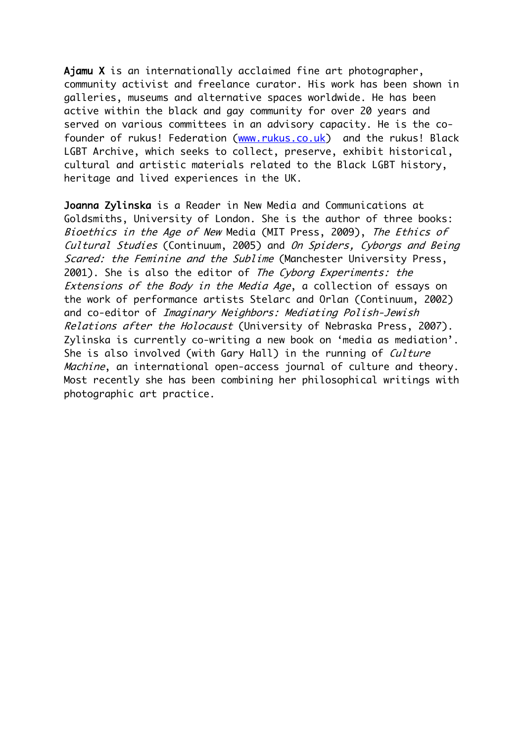**Ajamu X** is an internationally acclaimed fine art photographer, community activist and freelance curator. His work has been shown in galleries, museums and alternative spaces worldwide. He has been active within the black and gay community for over 20 years and served on various committees in an advisory capacity. He is the co-founder of rukus! Federation ([www.rukus.co.uk](http://www.rukus.co.uk)) and the rukus! Black LGBT Archive, which seeks to collect, preserve, exhibit historical, cultural and artistic materials related to the Black LGBT history, heritage and lived experiences in the UK.

**Joanna Zylinska** is a Reader in New Media and Communications at Goldsmiths, University of London. She is the author of three books: *Bioethics in the Age of New* Media (MIT Press, 2009), *The Ethics of Cultural Studies* (Continuum, 2005) and *On Spiders, Cyborgs and Being Scared: the Feminine and the Sublime* (Manchester University Press, 2001). She is also the editor of *The Cyborg Experiments: the Extensions of the Body in the Media Age*, a collection of essays on the work of performance artists Stelarc and Orlan (Continuum, 2002) and co-editor of *Imaginary Neighbors: Mediating Polish-Jewish Relations after the Holocaust* (University of Nebraska Press, 2007). Zylinska is currently co-writing a new book on 'media as mediation'. She is also involved (with Gary Hall) in the running of *Culture Machine*, an international open-access journal of culture and theory. Most recently she has been combining her philosophical writings with photographic art practice.